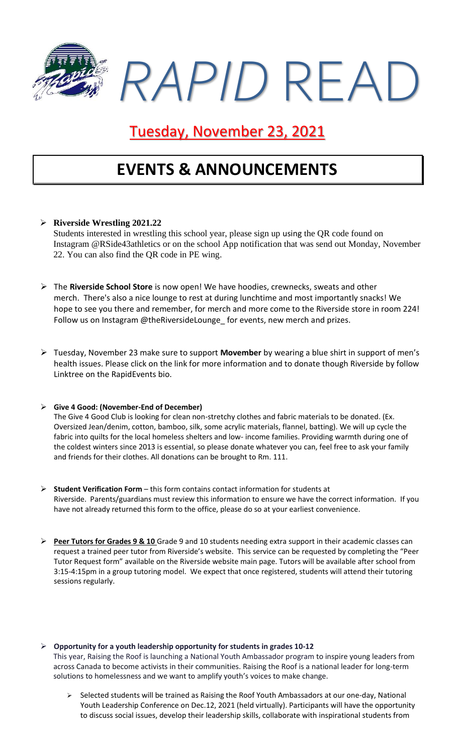# *RAPID* READ

## Tuesday, November 23, 2021

# EVENTS & ANNOUNCEMENTS

- **Riverside Wrestling 2021.22**
  Students interested in wrestling this school year, please sign up using the QR code found on Instagram @RSide43athletics or on the school App notification that was send out Monday, November 22. You can also find the QR code in PE wing.

- The **Riverside School Store** is now open! We have hoodies, crewnecks, sweats and other merch. There's also a nice lounge to rest at during lunchtime and most importantly snacks! We hope to see you there and remember, for merch and more come to the Riverside store in room 224! Follow us on Instagram @theRiversideLounge_ for events, new merch and prizes.

- Tuesday, November 23 make sure to support **Movember** by wearing a blue shirt in support of men's health issues. Please click on the link for more information and to donate though Riverside by follow Linktree on the RapidEvents bio.

- **Give 4 Good: (November-End of December)**
  The Give 4 Good Club is looking for clean non-stretchy clothes and fabric materials to be donated. (Ex. Oversized Jean/denim, cotton, bamboo, silk, some acrylic materials, flannel, batting). We will up cycle the fabric into quilts for the local homeless shelters and low- income families. Providing warmth during one of the coldest winters since 2013 is essential, so please donate whatever you can, feel free to ask your family and friends for their clothes. All donations can be brought to Rm. 111.

- **Student Verification Form** – this form contains contact information for students at Riverside. Parents/guardians must review this information to ensure we have the correct information. If you have not already returned this form to the office, please do so at your earliest convenience.

- **Peer Tutors for Grades 9 & 10** Grade 9 and 10 students needing extra support in their academic classes can request a trained peer tutor from Riverside's website. This service can be requested by completing the "Peer Tutor Request form" available on the Riverside website main page. Tutors will be available after school from 3:15-4:15pm in a group tutoring model. We expect that once registered, students will attend their tutoring sessions regularly.

- **Opportunity for a youth leadership opportunity for students in grades 10-12**
  This year, Raising the Roof is launching a National Youth Ambassador program to inspire young leaders from across Canada to become activists in their communities. Raising the Roof is a national leader for long-term solutions to homelessness and we want to amplify youth's voices to make change.

  - Selected students will be trained as Raising the Roof Youth Ambassadors at our one-day, National Youth Leadership Conference on Dec.12, 2021 (held virtually). Participants will have the opportunity to discuss social issues, develop their leadership skills, collaborate with inspirational students from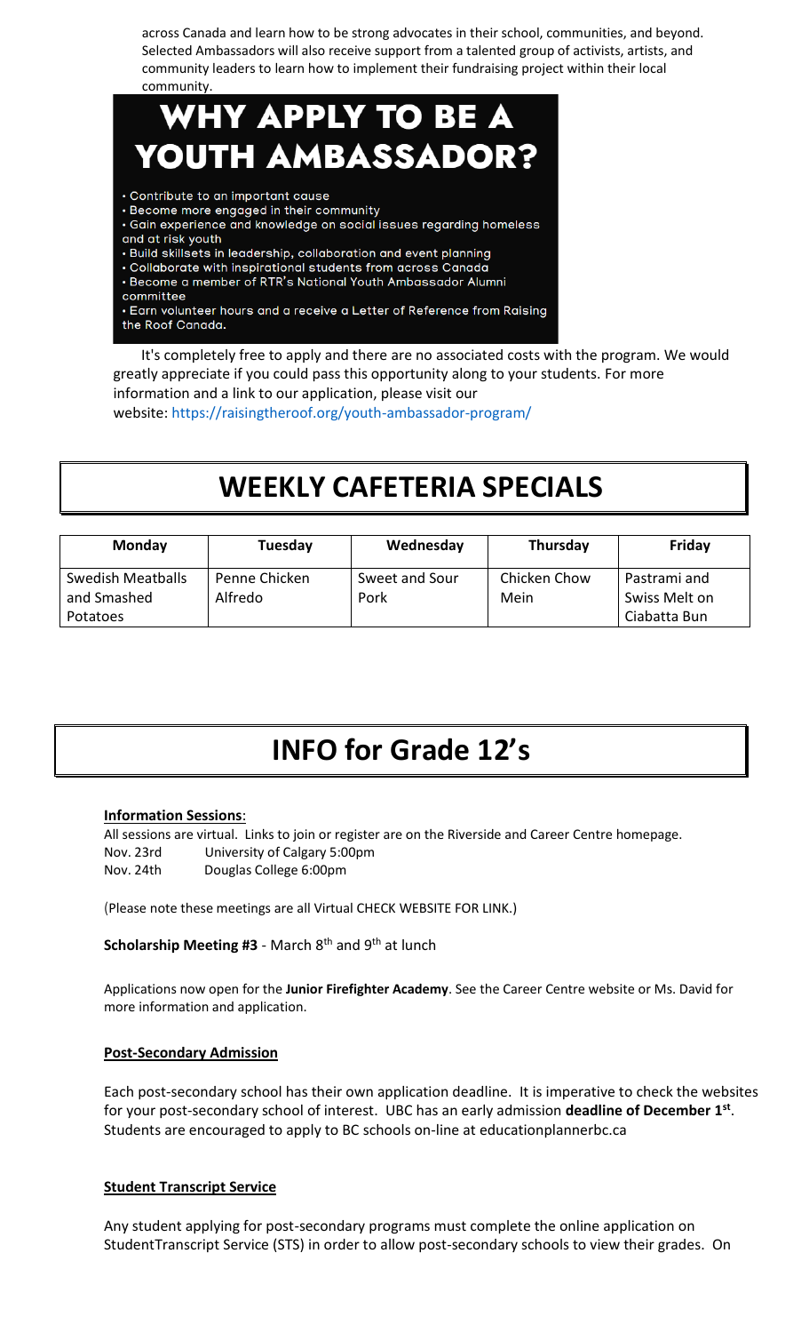across Canada and learn how to be strong advocates in their school, communities, and beyond. Selected Ambassadors will also receive support from a talented group of activists, artists, and community leaders to learn how to implement their fundraising project within their local community.

## WHY APPLY TO BE A YOUTH AMBASSADOR?

- Contribute to an important cause
- Become more engaged in their community
- Gain experience and knowledge on social issues regarding homeless and at risk youth
- Build skillsets in leadership, collaboration and event planning
- Collaborate with inspirational students from across Canada
- Become a member of RTR's National Youth Ambassador Alumni committee
- Earn volunteer hours and a receive a Letter of Reference from Raising the Roof Canada.

It's completely free to apply and there are no associated costs with the program. We would greatly appreciate if you could pass this opportunity along to your students. For more information and a link to our application, please visit our website: https://raisingtheroof.org/youth-ambassador-program/

# WEEKLY CAFETERIA SPECIALS

| Monday | Tuesday | Wednesday | Thursday | Friday |
|---|---|---|---|---|
| Swedish Meatballs and Smashed Potatoes | Penne Chicken Alfredo | Sweet and Sour Pork | Chicken Chow Mein | Pastrami and Swiss Melt on Ciabatta Bun |

# INFO for Grade 12's

**Information Sessions**:

All sessions are virtual. Links to join or register are on the Riverside and Career Centre homepage.

Nov. 23rd University of Calgary 5:00pm
Nov. 24th Douglas College 6:00pm

(Please note these meetings are all Virtual CHECK WEBSITE FOR LINK.)

**Scholarship Meeting #3** - March 8th and 9th at lunch

Applications now open for the **Junior Firefighter Academy**. See the Career Centre website or Ms. David for more information and application.

**Post-Secondary Admission**

Each post-secondary school has their own application deadline. It is imperative to check the websites for your post-secondary school of interest. UBC has an early admission **deadline of December 1st**. Students are encouraged to apply to BC schools on-line at educationplannerbc.ca

**Student Transcript Service**

Any student applying for post-secondary programs must complete the online application on StudentTranscript Service (STS) in order to allow post-secondary schools to view their grades. On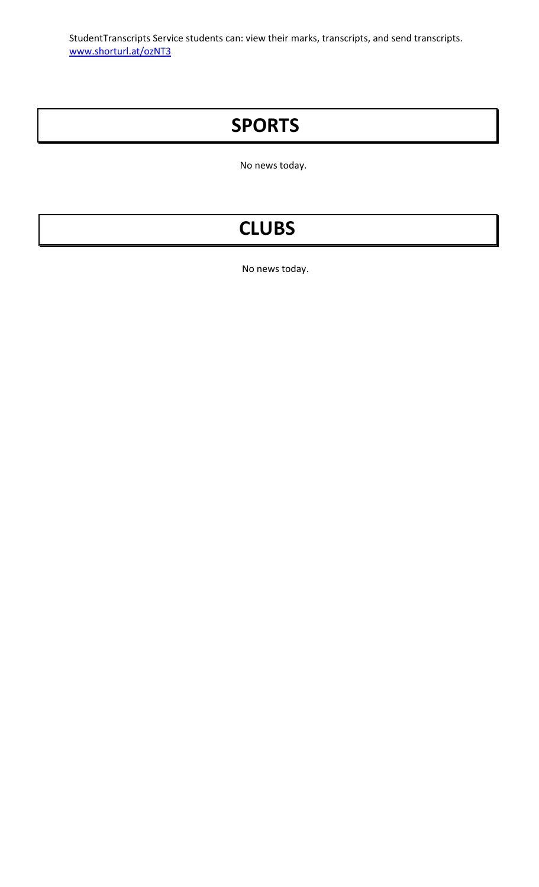StudentTranscripts Service students can: view their marks, transcripts, and send transcripts. [www.shorturl.at/ozNT3](www.shorturl.at/ozNT3)

## SPORTS

No news today.

## CLUBS

No news today.